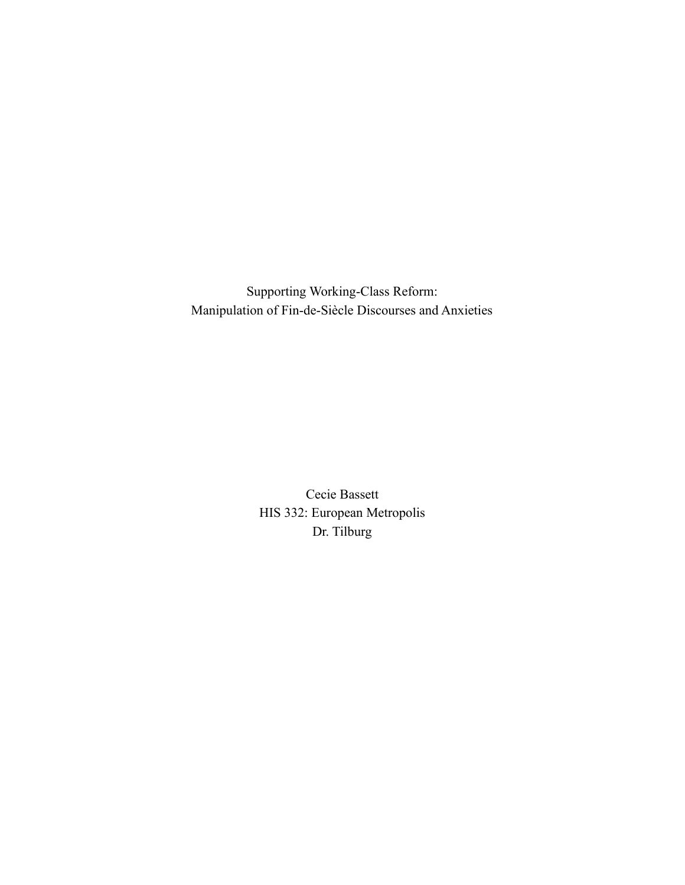# Supporting Working-Class Reform:
# Manipulation of Fin-de-Siècle Discourses and Anxieties

Cecie Bassett
HIS 332: European Metropolis
Dr. Tilburg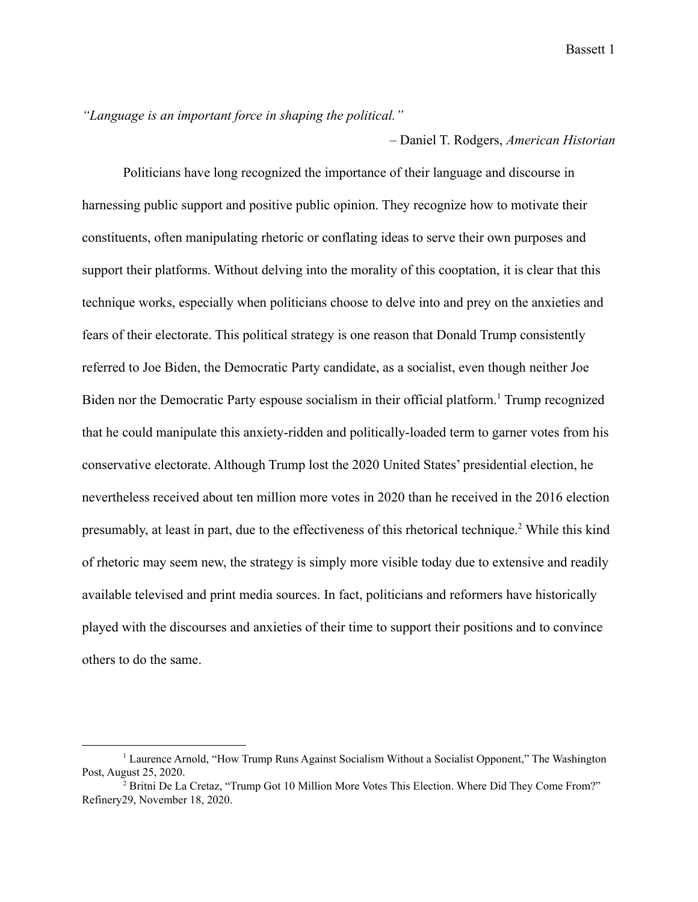*"Language is an important force in shaping the political."*

– Daniel T. Rodgers, *American Historian*

Politicians have long recognized the importance of their language and discourse in harnessing public support and positive public opinion. They recognize how to motivate their constituents, often manipulating rhetoric or conflating ideas to serve their own purposes and support their platforms. Without delving into the morality of this cooptation, it is clear that this technique works, especially when politicians choose to delve into and prey on the anxieties and fears of their electorate. This political strategy is one reason that Donald Trump consistently referred to Joe Biden, the Democratic Party candidate, as a socialist, even though neither Joe Biden nor the Democratic Party espouse socialism in their official platform.[1] Trump recognized that he could manipulate this anxiety-ridden and politically-loaded term to garner votes from his conservative electorate. Although Trump lost the 2020 United States' presidential election, he nevertheless received about ten million more votes in 2020 than he received in the 2016 election presumably, at least in part, due to the effectiveness of this rhetorical technique.[2] While this kind of rhetoric may seem new, the strategy is simply more visible today due to extensive and readily available televised and print media sources. In fact, politicians and reformers have historically played with the discourses and anxieties of their time to support their positions and to convince others to do the same.

---

[1] Laurence Arnold, "How Trump Runs Against Socialism Without a Socialist Opponent," The Washington Post, August 25, 2020.

[2] Britni De La Cretaz, "Trump Got 10 Million More Votes This Election. Where Did They Come From?" Refinery29, November 18, 2020.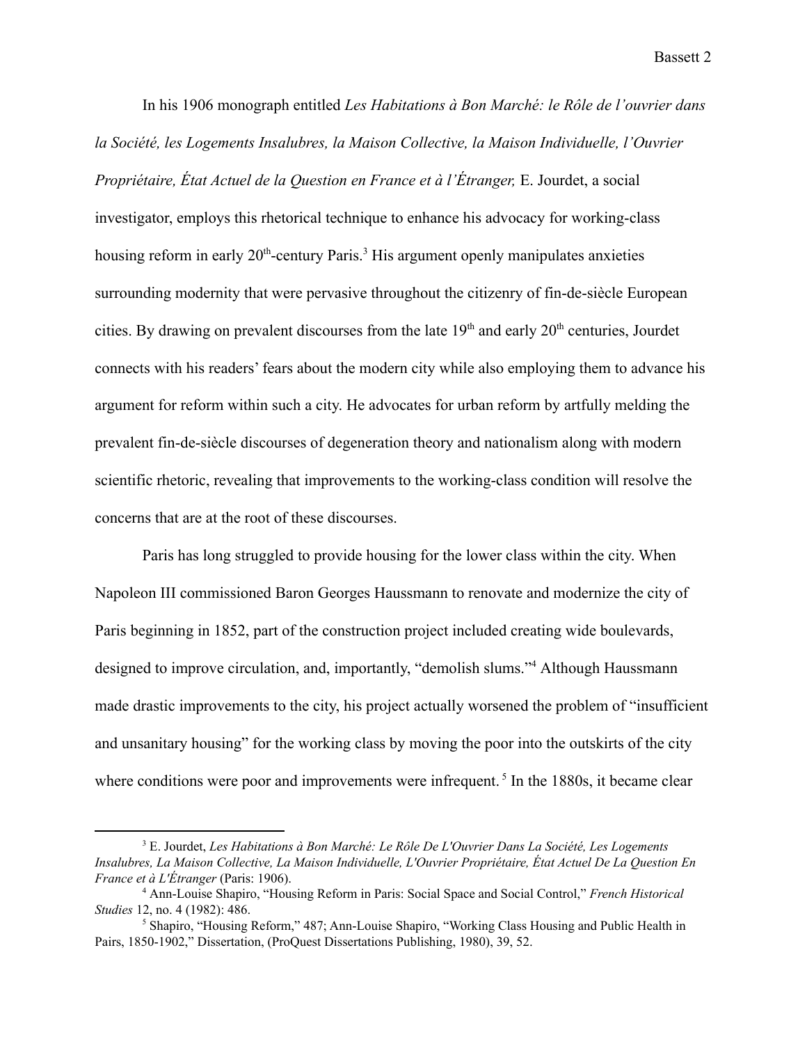In his 1906 monograph entitled *Les Habitations à Bon Marché: le Rôle de l'ouvrier dans la Société, les Logements Insalubres, la Maison Collective, la Maison Individuelle, l'Ouvrier Propriétaire, État Actuel de la Question en France et à l'Étranger,* E. Jourdet, a social investigator, employs this rhetorical technique to enhance his advocacy for working-class housing reform in early 20th-century Paris.[3] His argument openly manipulates anxieties surrounding modernity that were pervasive throughout the citizenry of fin-de-siècle European cities. By drawing on prevalent discourses from the late 19th and early 20th centuries, Jourdet connects with his readers' fears about the modern city while also employing them to advance his argument for reform within such a city. He advocates for urban reform by artfully melding the prevalent fin-de-siècle discourses of degeneration theory and nationalism along with modern scientific rhetoric, revealing that improvements to the working-class condition will resolve the concerns that are at the root of these discourses.

Paris has long struggled to provide housing for the lower class within the city. When Napoleon III commissioned Baron Georges Haussmann to renovate and modernize the city of Paris beginning in 1852, part of the construction project included creating wide boulevards, designed to improve circulation, and, importantly, "demolish slums."[4] Although Haussmann made drastic improvements to the city, his project actually worsened the problem of "insufficient and unsanitary housing" for the working class by moving the poor into the outskirts of the city where conditions were poor and improvements were infrequent.[5] In the 1880s, it became clear

---

[3] E. Jourdet, *Les Habitations à Bon Marché: Le Rôle De L'Ouvrier Dans La Société, Les Logements Insalubres, La Maison Collective, La Maison Individuelle, L'Ouvrier Propriétaire, État Actuel De La Question En France et à L'Étranger* (Paris: 1906).

[4] Ann-Louise Shapiro, "Housing Reform in Paris: Social Space and Social Control," *French Historical Studies* 12, no. 4 (1982): 486.

[5] Shapiro, "Housing Reform," 487; Ann-Louise Shapiro, "Working Class Housing and Public Health in Pairs, 1850-1902," Dissertation, (ProQuest Dissertations Publishing, 1980), 39, 52.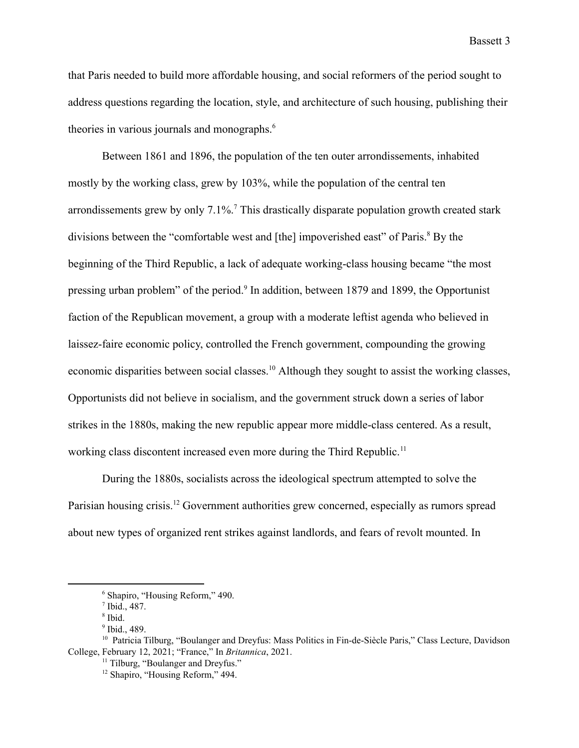that Paris needed to build more affordable housing, and social reformers of the period sought to address questions regarding the location, style, and architecture of such housing, publishing their theories in various journals and monographs.[6]

Between 1861 and 1896, the population of the ten outer arrondissements, inhabited mostly by the working class, grew by 103%, while the population of the central ten arrondissements grew by only 7.1%.[7] This drastically disparate population growth created stark divisions between the "comfortable west and [the] impoverished east" of Paris.[8] By the beginning of the Third Republic, a lack of adequate working-class housing became "the most pressing urban problem" of the period.[9] In addition, between 1879 and 1899, the Opportunist faction of the Republican movement, a group with a moderate leftist agenda who believed in laissez-faire economic policy, controlled the French government, compounding the growing economic disparities between social classes.[10] Although they sought to assist the working classes, Opportunists did not believe in socialism, and the government struck down a series of labor strikes in the 1880s, making the new republic appear more middle-class centered. As a result, working class discontent increased even more during the Third Republic.[11]

During the 1880s, socialists across the ideological spectrum attempted to solve the Parisian housing crisis.[12] Government authorities grew concerned, especially as rumors spread about new types of organized rent strikes against landlords, and fears of revolt mounted. In

---

[6] Shapiro, "Housing Reform," 490.

[7] Ibid., 487.

[8] Ibid.

[9] Ibid., 489.

[10] Patricia Tilburg, "Boulanger and Dreyfus: Mass Politics in Fin-de-Siècle Paris," Class Lecture, Davidson College, February 12, 2021; "France," In *Britannica*, 2021.

[11] Tilburg, "Boulanger and Dreyfus."

[12] Shapiro, "Housing Reform," 494.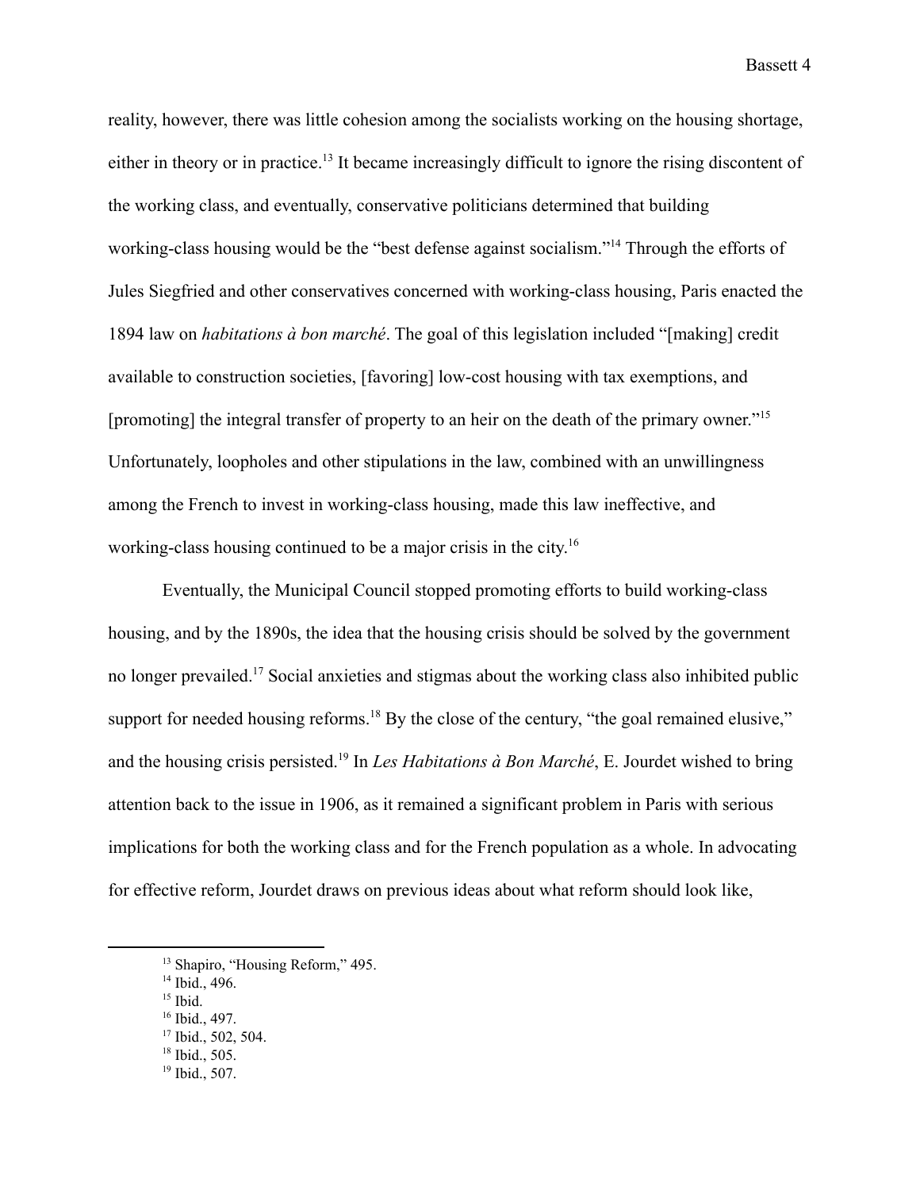reality, however, there was little cohesion among the socialists working on the housing shortage, either in theory or in practice.[13] It became increasingly difficult to ignore the rising discontent of the working class, and eventually, conservative politicians determined that building working-class housing would be the "best defense against socialism."[14] Through the efforts of Jules Siegfried and other conservatives concerned with working-class housing, Paris enacted the 1894 law on *habitations à bon marché*. The goal of this legislation included "[making] credit available to construction societies, [favoring] low-cost housing with tax exemptions, and [promoting] the integral transfer of property to an heir on the death of the primary owner."[15] Unfortunately, loopholes and other stipulations in the law, combined with an unwillingness among the French to invest in working-class housing, made this law ineffective, and working-class housing continued to be a major crisis in the city.[16]

Eventually, the Municipal Council stopped promoting efforts to build working-class housing, and by the 1890s, the idea that the housing crisis should be solved by the government no longer prevailed.[17] Social anxieties and stigmas about the working class also inhibited public support for needed housing reforms.[18] By the close of the century, "the goal remained elusive," and the housing crisis persisted.[19] In *Les Habitations à Bon Marché*, E. Jourdet wished to bring attention back to the issue in 1906, as it remained a significant problem in Paris with serious implications for both the working class and for the French population as a whole. In advocating for effective reform, Jourdet draws on previous ideas about what reform should look like,

---

[13] Shapiro, "Housing Reform," 495.
[14] Ibid., 496.
[15] Ibid.
[16] Ibid., 497.
[17] Ibid., 502, 504.
[18] Ibid., 505.
[19] Ibid., 507.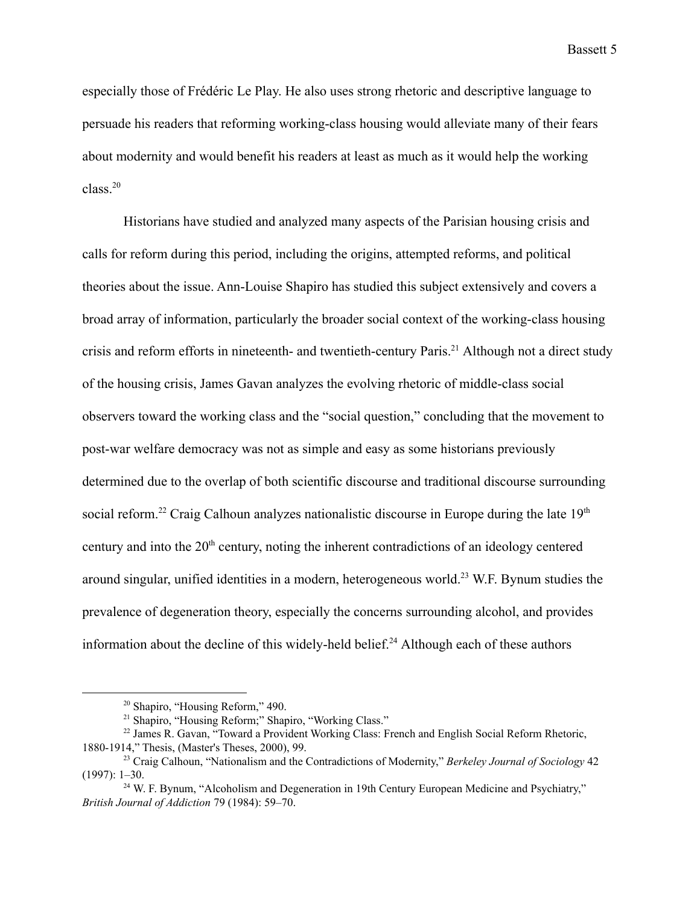especially those of Frédéric Le Play. He also uses strong rhetoric and descriptive language to persuade his readers that reforming working-class housing would alleviate many of their fears about modernity and would benefit his readers at least as much as it would help the working class.[20]

Historians have studied and analyzed many aspects of the Parisian housing crisis and calls for reform during this period, including the origins, attempted reforms, and political theories about the issue. Ann-Louise Shapiro has studied this subject extensively and covers a broad array of information, particularly the broader social context of the working-class housing crisis and reform efforts in nineteenth- and twentieth-century Paris.[21] Although not a direct study of the housing crisis, James Gavan analyzes the evolving rhetoric of middle-class social observers toward the working class and the "social question," concluding that the movement to post-war welfare democracy was not as simple and easy as some historians previously determined due to the overlap of both scientific discourse and traditional discourse surrounding social reform.[22] Craig Calhoun analyzes nationalistic discourse in Europe during the late 19th century and into the 20th century, noting the inherent contradictions of an ideology centered around singular, unified identities in a modern, heterogeneous world.[23] W.F. Bynum studies the prevalence of degeneration theory, especially the concerns surrounding alcohol, and provides information about the decline of this widely-held belief.[24] Although each of these authors

---

[20] Shapiro, "Housing Reform," 490.

[21] Shapiro, "Housing Reform;" Shapiro, "Working Class."

[22] James R. Gavan, "Toward a Provident Working Class: French and English Social Reform Rhetoric, 1880-1914," Thesis, (Master's Theses, 2000), 99.

[23] Craig Calhoun, "Nationalism and the Contradictions of Modernity," *Berkeley Journal of Sociology* 42 (1997): 1–30.

[24] W. F. Bynum, "Alcoholism and Degeneration in 19th Century European Medicine and Psychiatry," *British Journal of Addiction* 79 (1984): 59–70.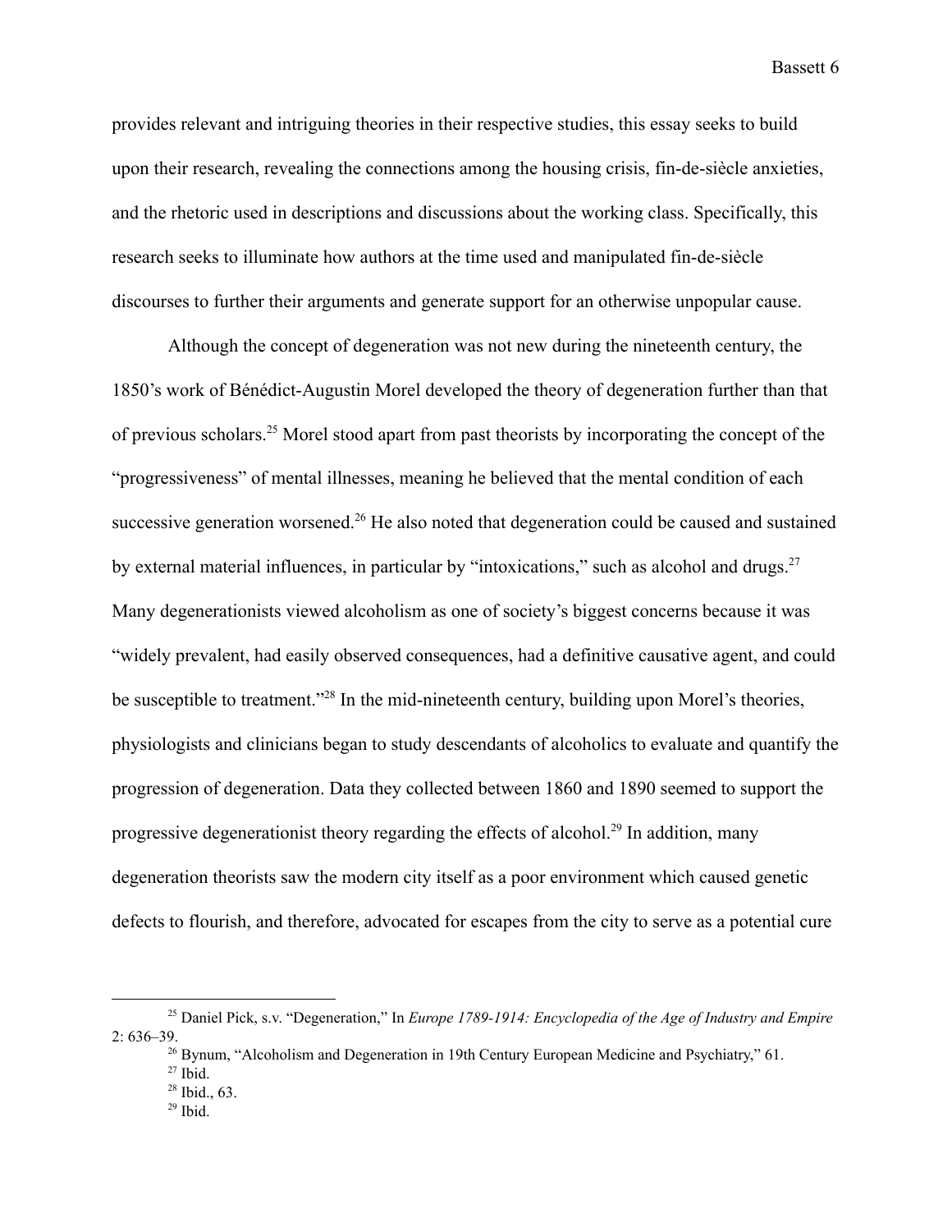provides relevant and intriguing theories in their respective studies, this essay seeks to build upon their research, revealing the connections among the housing crisis, fin-de-siècle anxieties, and the rhetoric used in descriptions and discussions about the working class. Specifically, this research seeks to illuminate how authors at the time used and manipulated fin-de-siècle discourses to further their arguments and generate support for an otherwise unpopular cause.

Although the concept of degeneration was not new during the nineteenth century, the 1850's work of Bénédict-Augustin Morel developed the theory of degeneration further than that of previous scholars.[25] Morel stood apart from past theorists by incorporating the concept of the "progressiveness" of mental illnesses, meaning he believed that the mental condition of each successive generation worsened.[26] He also noted that degeneration could be caused and sustained by external material influences, in particular by "intoxications," such as alcohol and drugs.[27] Many degenerationists viewed alcoholism as one of society's biggest concerns because it was "widely prevalent, had easily observed consequences, had a definitive causative agent, and could be susceptible to treatment."[28] In the mid-nineteenth century, building upon Morel's theories, physiologists and clinicians began to study descendants of alcoholics to evaluate and quantify the progression of degeneration. Data they collected between 1860 and 1890 seemed to support the progressive degenerationist theory regarding the effects of alcohol.[29] In addition, many degeneration theorists saw the modern city itself as a poor environment which caused genetic defects to flourish, and therefore, advocated for escapes from the city to serve as a potential cure

[25] Daniel Pick, s.v. "Degeneration," In *Europe 1789-1914: Encyclopedia of the Age of Industry and Empire* 2: 636–39.

[26] Bynum, "Alcoholism and Degeneration in 19th Century European Medicine and Psychiatry," 61.

[27] Ibid.

[28] Ibid., 63.

[29] Ibid.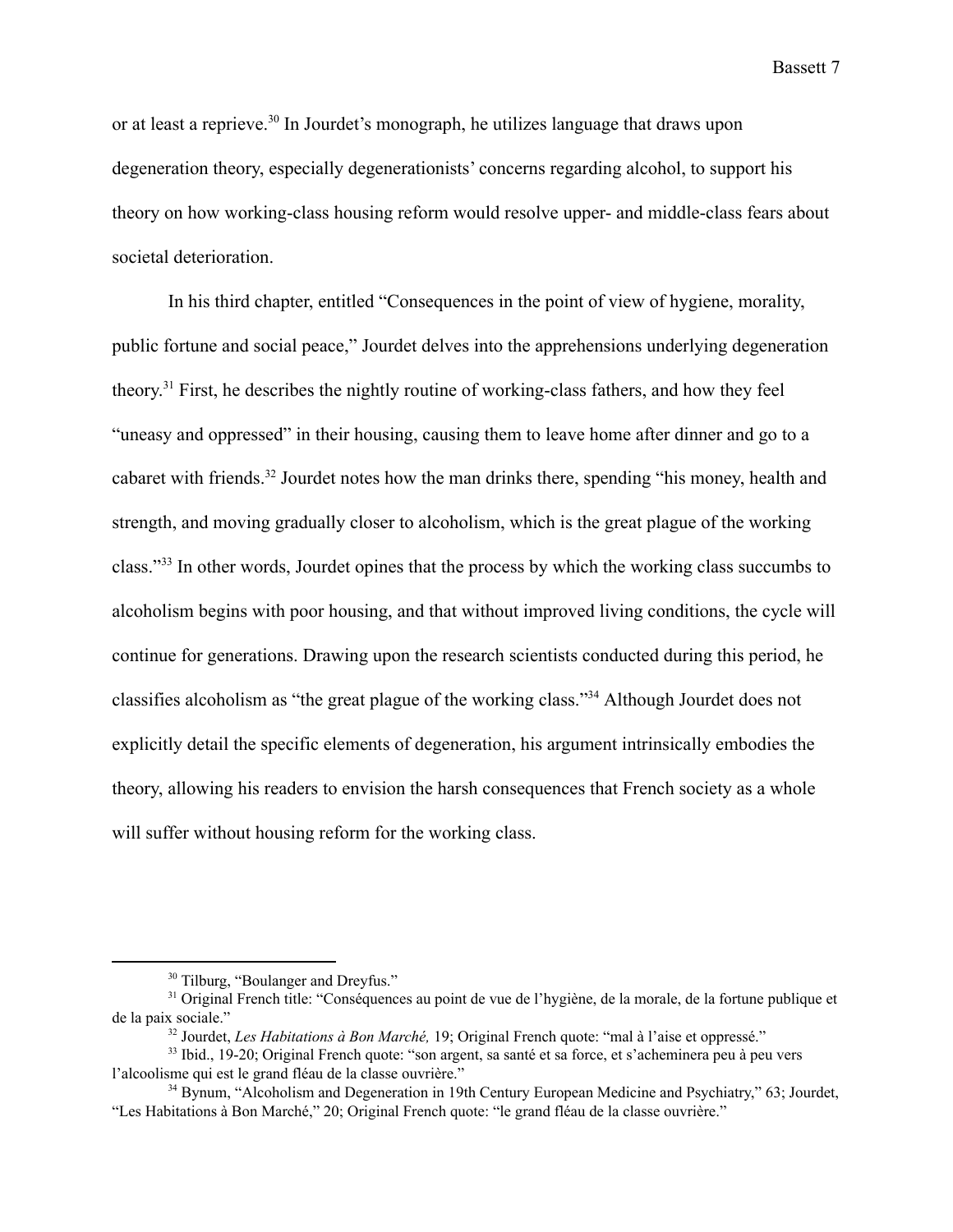or at least a reprieve.[30] In Jourdet's monograph, he utilizes language that draws upon degeneration theory, especially degenerationists' concerns regarding alcohol, to support his theory on how working-class housing reform would resolve upper- and middle-class fears about societal deterioration.

In his third chapter, entitled "Consequences in the point of view of hygiene, morality, public fortune and social peace," Jourdet delves into the apprehensions underlying degeneration theory.[31] First, he describes the nightly routine of working-class fathers, and how they feel "uneasy and oppressed" in their housing, causing them to leave home after dinner and go to a cabaret with friends.[32] Jourdet notes how the man drinks there, spending "his money, health and strength, and moving gradually closer to alcoholism, which is the great plague of the working class."[33] In other words, Jourdet opines that the process by which the working class succumbs to alcoholism begins with poor housing, and that without improved living conditions, the cycle will continue for generations. Drawing upon the research scientists conducted during this period, he classifies alcoholism as "the great plague of the working class."[34] Although Jourdet does not explicitly detail the specific elements of degeneration, his argument intrinsically embodies the theory, allowing his readers to envision the harsh consequences that French society as a whole will suffer without housing reform for the working class.

---

[30] Tilburg, "Boulanger and Dreyfus."

[31] Original French title: "Conséquences au point de vue de l'hygiène, de la morale, de la fortune publique et de la paix sociale."

[32] Jourdet, *Les Habitations à Bon Marché,* 19; Original French quote: "mal à l'aise et oppressé."

[33] Ibid., 19-20; Original French quote: "son argent, sa santé et sa force, et s'acheminera peu à peu vers l'alcoolisme qui est le grand fléau de la classe ouvrière."

[34] Bynum, "Alcoholism and Degeneration in 19th Century European Medicine and Psychiatry," 63; Jourdet, "Les Habitations à Bon Marché," 20; Original French quote: "le grand fléau de la classe ouvrière."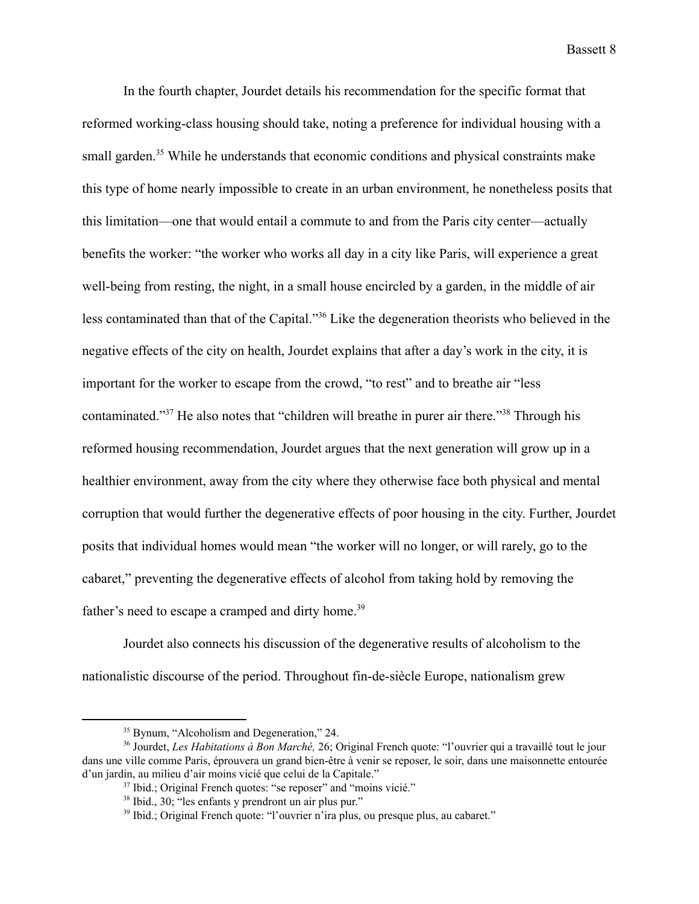In the fourth chapter, Jourdet details his recommendation for the specific format that reformed working-class housing should take, noting a preference for individual housing with a small garden.[35] While he understands that economic conditions and physical constraints make this type of home nearly impossible to create in an urban environment, he nonetheless posits that this limitation—one that would entail a commute to and from the Paris city center—actually benefits the worker: "the worker who works all day in a city like Paris, will experience a great well-being from resting, the night, in a small house encircled by a garden, in the middle of air less contaminated than that of the Capital."[36] Like the degeneration theorists who believed in the negative effects of the city on health, Jourdet explains that after a day's work in the city, it is important for the worker to escape from the crowd, "to rest" and to breathe air "less contaminated."[37] He also notes that "children will breathe in purer air there."[38] Through his reformed housing recommendation, Jourdet argues that the next generation will grow up in a healthier environment, away from the city where they otherwise face both physical and mental corruption that would further the degenerative effects of poor housing in the city. Further, Jourdet posits that individual homes would mean "the worker will no longer, or will rarely, go to the cabaret," preventing the degenerative effects of alcohol from taking hold by removing the father's need to escape a cramped and dirty home.[39]

Jourdet also connects his discussion of the degenerative results of alcoholism to the nationalistic discourse of the period. Throughout fin-de-siècle Europe, nationalism grew

---

[35] Bynum, "Alcoholism and Degeneration," 24.

[36] Jourdet, *Les Habitations à Bon Marché,* 26; Original French quote: "l'ouvrier qui a travaillé tout le jour dans une ville comme Paris, éprouvera un grand bien-être à venir se reposer, le soir, dans une maisonnette entourée d'un jardin, au milieu d'air moins vicié que celui de la Capitale."

[37] Ibid.; Original French quotes: "se reposer" and "moins vicié."

[38] Ibid., 30; "les enfants y prendront un air plus pur."

[39] Ibid.; Original French quote: "l'ouvrier n'ira plus, ou presque plus, au cabaret."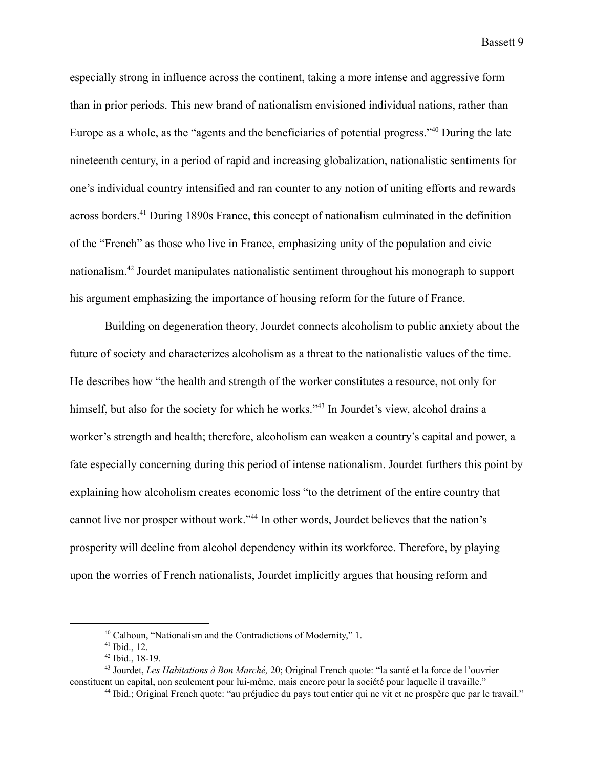especially strong in influence across the continent, taking a more intense and aggressive form than in prior periods. This new brand of nationalism envisioned individual nations, rather than Europe as a whole, as the "agents and the beneficiaries of potential progress."[40] During the late nineteenth century, in a period of rapid and increasing globalization, nationalistic sentiments for one's individual country intensified and ran counter to any notion of uniting efforts and rewards across borders.[41] During 1890s France, this concept of nationalism culminated in the definition of the "French" as those who live in France, emphasizing unity of the population and civic nationalism.[42] Jourdet manipulates nationalistic sentiment throughout his monograph to support his argument emphasizing the importance of housing reform for the future of France.

Building on degeneration theory, Jourdet connects alcoholism to public anxiety about the future of society and characterizes alcoholism as a threat to the nationalistic values of the time. He describes how "the health and strength of the worker constitutes a resource, not only for himself, but also for the society for which he works."[43] In Jourdet's view, alcohol drains a worker's strength and health; therefore, alcoholism can weaken a country's capital and power, a fate especially concerning during this period of intense nationalism. Jourdet furthers this point by explaining how alcoholism creates economic loss "to the detriment of the entire country that cannot live nor prosper without work."[44] In other words, Jourdet believes that the nation's prosperity will decline from alcohol dependency within its workforce. Therefore, by playing upon the worries of French nationalists, Jourdet implicitly argues that housing reform and

---

[40] Calhoun, "Nationalism and the Contradictions of Modernity," 1.

[41] Ibid., 12.

[42] Ibid., 18-19.

[43] Jourdet, *Les Habitations à Bon Marché,* 20; Original French quote: "la santé et la force de l'ouvrier constituent un capital, non seulement pour lui-même, mais encore pour la société pour laquelle il travaille."

[44] Ibid.; Original French quote: "au préjudice du pays tout entier qui ne vit et ne prospère que par le travail."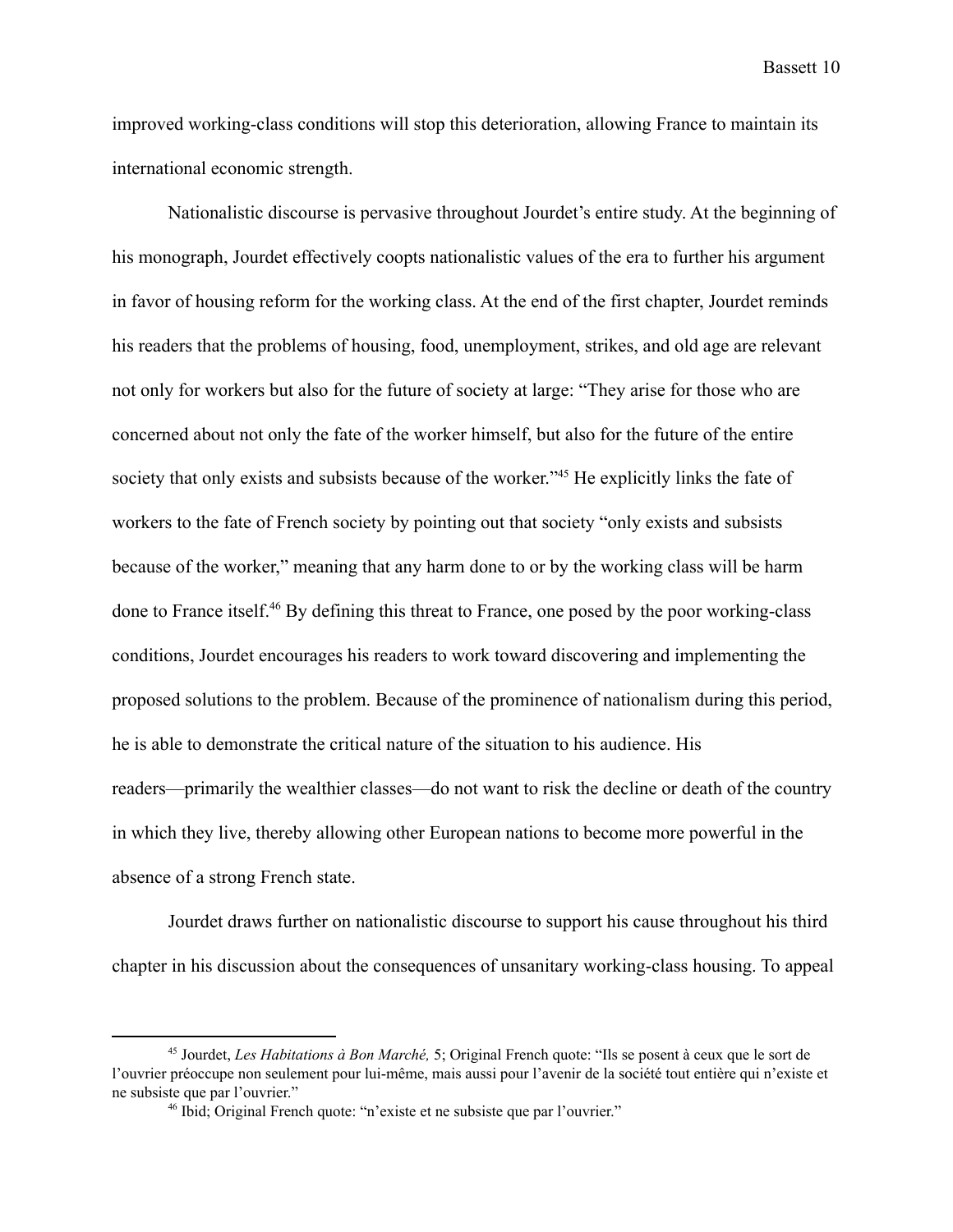improved working-class conditions will stop this deterioration, allowing France to maintain its international economic strength.

Nationalistic discourse is pervasive throughout Jourdet's entire study. At the beginning of his monograph, Jourdet effectively coopts nationalistic values of the era to further his argument in favor of housing reform for the working class. At the end of the first chapter, Jourdet reminds his readers that the problems of housing, food, unemployment, strikes, and old age are relevant not only for workers but also for the future of society at large: "They arise for those who are concerned about not only the fate of the worker himself, but also for the future of the entire society that only exists and subsists because of the worker."[45] He explicitly links the fate of workers to the fate of French society by pointing out that society "only exists and subsists because of the worker," meaning that any harm done to or by the working class will be harm done to France itself.[46] By defining this threat to France, one posed by the poor working-class conditions, Jourdet encourages his readers to work toward discovering and implementing the proposed solutions to the problem. Because of the prominence of nationalism during this period, he is able to demonstrate the critical nature of the situation to his audience. His readers—primarily the wealthier classes—do not want to risk the decline or death of the country in which they live, thereby allowing other European nations to become more powerful in the absence of a strong French state.

Jourdet draws further on nationalistic discourse to support his cause throughout his third chapter in his discussion about the consequences of unsanitary working-class housing. To appeal

---

[45] Jourdet, *Les Habitations à Bon Marché,* 5; Original French quote: "Ils se posent à ceux que le sort de l'ouvrier préoccupe non seulement pour lui-même, mais aussi pour l'avenir de la société tout entière qui n'existe et ne subsiste que par l'ouvrier."

[46] Ibid; Original French quote: "n'existe et ne subsiste que par l'ouvrier."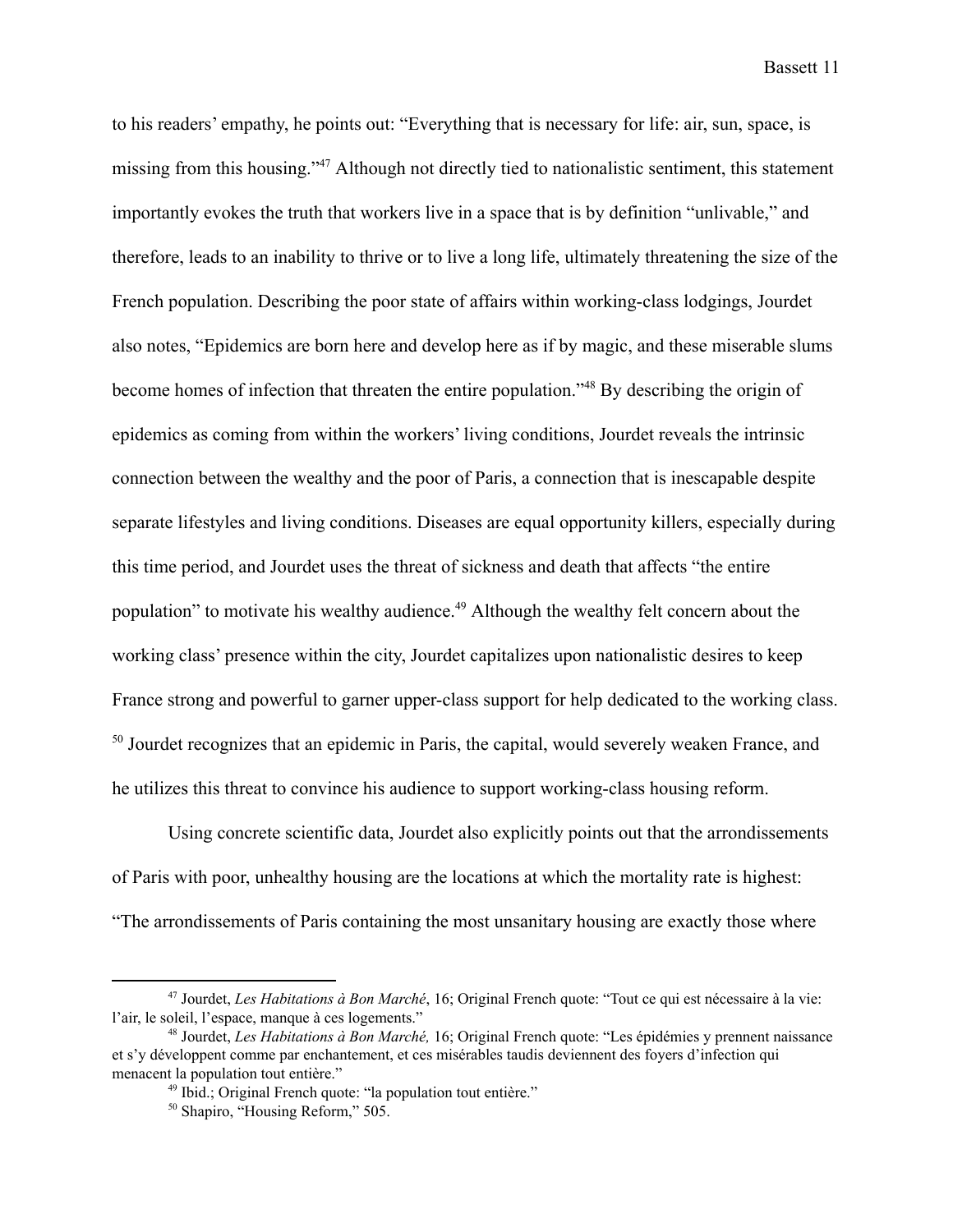to his readers' empathy, he points out: "Everything that is necessary for life: air, sun, space, is missing from this housing."[47] Although not directly tied to nationalistic sentiment, this statement importantly evokes the truth that workers live in a space that is by definition "unlivable," and therefore, leads to an inability to thrive or to live a long life, ultimately threatening the size of the French population. Describing the poor state of affairs within working-class lodgings, Jourdet also notes, "Epidemics are born here and develop here as if by magic, and these miserable slums become homes of infection that threaten the entire population."[48] By describing the origin of epidemics as coming from within the workers' living conditions, Jourdet reveals the intrinsic connection between the wealthy and the poor of Paris, a connection that is inescapable despite separate lifestyles and living conditions. Diseases are equal opportunity killers, especially during this time period, and Jourdet uses the threat of sickness and death that affects "the entire population" to motivate his wealthy audience.[49] Although the wealthy felt concern about the working class' presence within the city, Jourdet capitalizes upon nationalistic desires to keep France strong and powerful to garner upper-class support for help dedicated to the working class.[50] Jourdet recognizes that an epidemic in Paris, the capital, would severely weaken France, and he utilizes this threat to convince his audience to support working-class housing reform.

Using concrete scientific data, Jourdet also explicitly points out that the arrondissements of Paris with poor, unhealthy housing are the locations at which the mortality rate is highest: "The arrondissements of Paris containing the most unsanitary housing are exactly those where

---

[47] Jourdet, *Les Habitations à Bon Marché*, 16; Original French quote: "Tout ce qui est nécessaire à la vie: l'air, le soleil, l'espace, manque à ces logements."

[48] Jourdet, *Les Habitations à Bon Marché,* 16; Original French quote: "Les épidémies y prennent naissance et s'y développent comme par enchantement, et ces misérables taudis deviennent des foyers d'infection qui menacent la population tout entière."

[49] Ibid.; Original French quote: "la population tout entière."

[50] Shapiro, "Housing Reform," 505.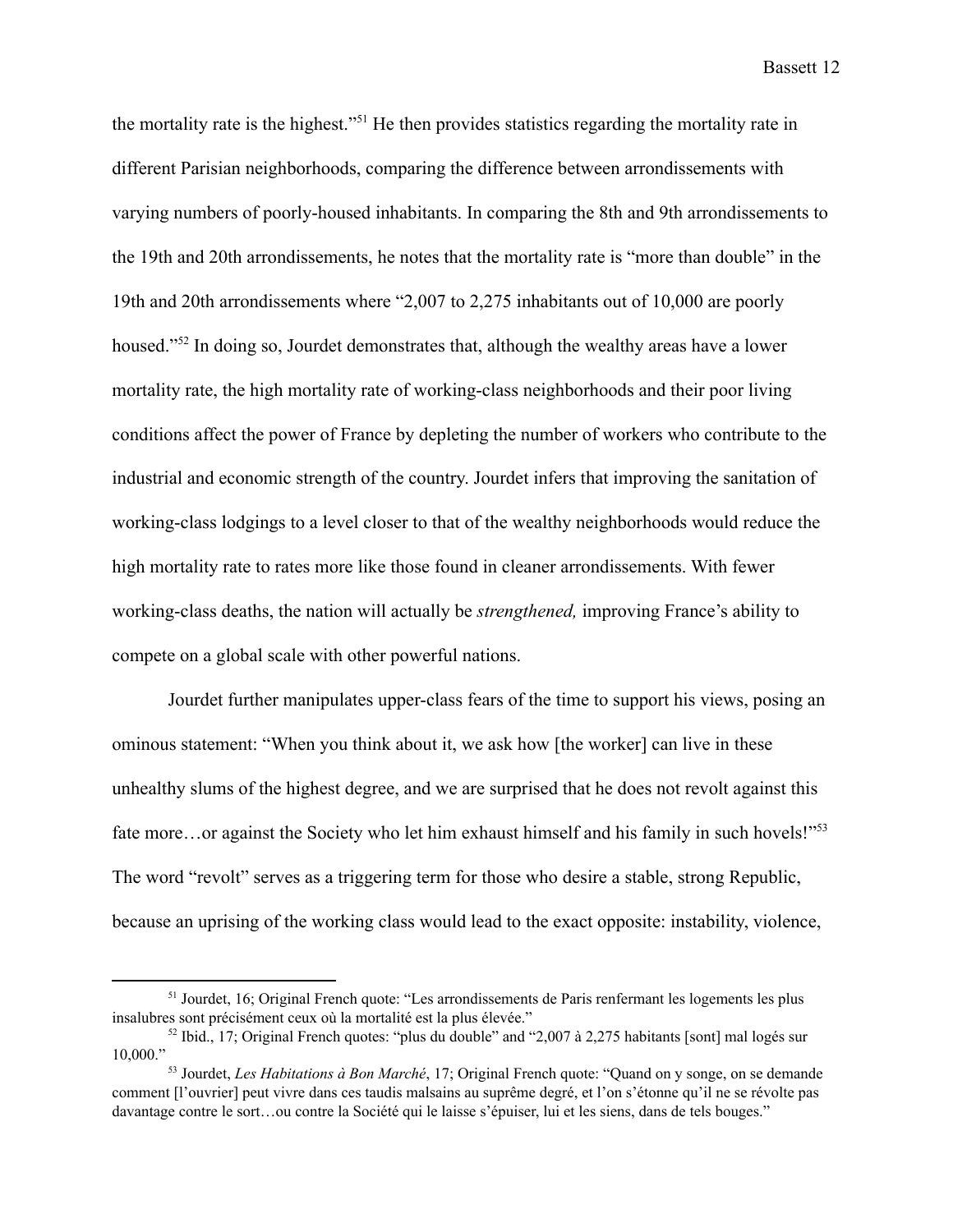the mortality rate is the highest."[51] He then provides statistics regarding the mortality rate in different Parisian neighborhoods, comparing the difference between arrondissements with varying numbers of poorly-housed inhabitants. In comparing the 8th and 9th arrondissements to the 19th and 20th arrondissements, he notes that the mortality rate is "more than double" in the 19th and 20th arrondissements where "2,007 to 2,275 inhabitants out of 10,000 are poorly housed."[52] In doing so, Jourdet demonstrates that, although the wealthy areas have a lower mortality rate, the high mortality rate of working-class neighborhoods and their poor living conditions affect the power of France by depleting the number of workers who contribute to the industrial and economic strength of the country. Jourdet infers that improving the sanitation of working-class lodgings to a level closer to that of the wealthy neighborhoods would reduce the high mortality rate to rates more like those found in cleaner arrondissements. With fewer working-class deaths, the nation will actually be *strengthened,* improving France's ability to compete on a global scale with other powerful nations.

Jourdet further manipulates upper-class fears of the time to support his views, posing an ominous statement: "When you think about it, we ask how [the worker] can live in these unhealthy slums of the highest degree, and we are surprised that he does not revolt against this fate more…or against the Society who let him exhaust himself and his family in such hovels!"[53] The word "revolt" serves as a triggering term for those who desire a stable, strong Republic, because an uprising of the working class would lead to the exact opposite: instability, violence,

---

[51] Jourdet, 16; Original French quote: "Les arrondissements de Paris renfermant les logements les plus insalubres sont précisément ceux où la mortalité est la plus élevée."

[52] Ibid., 17; Original French quotes: "plus du double" and "2,007 à 2,275 habitants [sont] mal logés sur 10,000."

[53] Jourdet, *Les Habitations à Bon Marché*, 17; Original French quote: "Quand on y songe, on se demande comment [l'ouvrier] peut vivre dans ces taudis malsains au suprême degré, et l'on s'étonne qu'il ne se révolte pas davantage contre le sort…ou contre la Société qui le laisse s'épuiser, lui et les siens, dans de tels bouges."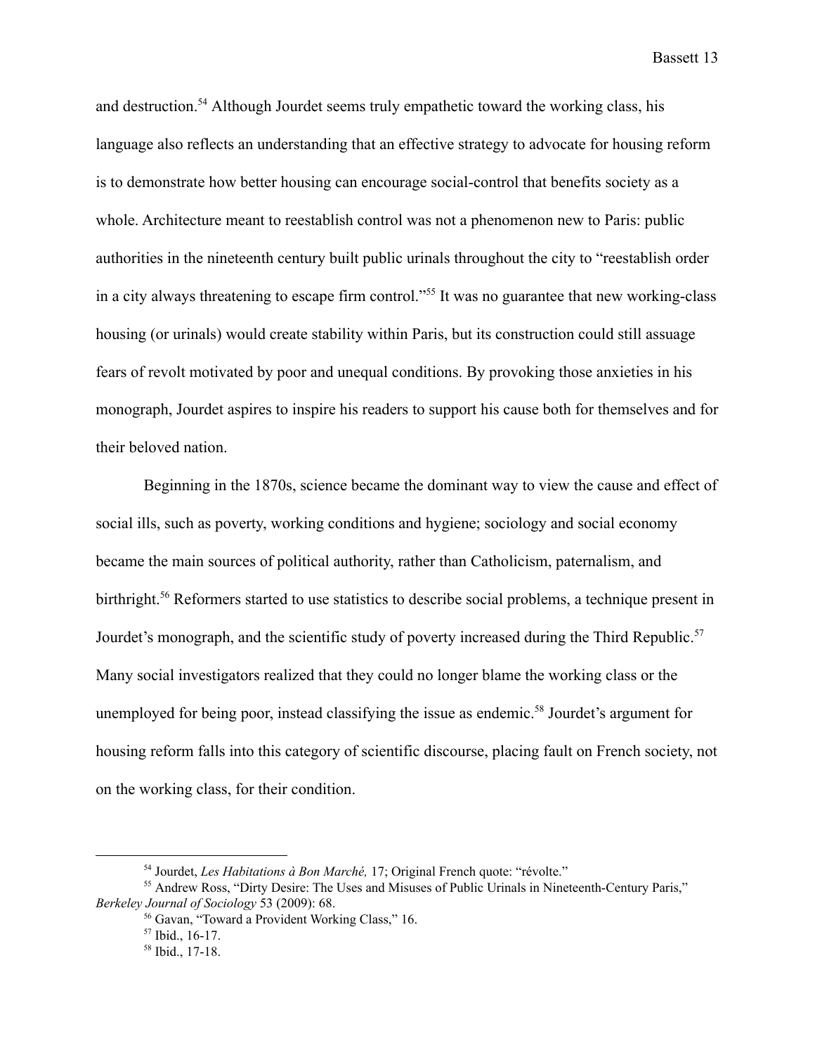and destruction.[54] Although Jourdet seems truly empathetic toward the working class, his language also reflects an understanding that an effective strategy to advocate for housing reform is to demonstrate how better housing can encourage social-control that benefits society as a whole. Architecture meant to reestablish control was not a phenomenon new to Paris: public authorities in the nineteenth century built public urinals throughout the city to "reestablish order in a city always threatening to escape firm control."[55] It was no guarantee that new working-class housing (or urinals) would create stability within Paris, but its construction could still assuage fears of revolt motivated by poor and unequal conditions. By provoking those anxieties in his monograph, Jourdet aspires to inspire his readers to support his cause both for themselves and for their beloved nation.

Beginning in the 1870s, science became the dominant way to view the cause and effect of social ills, such as poverty, working conditions and hygiene; sociology and social economy became the main sources of political authority, rather than Catholicism, paternalism, and birthright.[56] Reformers started to use statistics to describe social problems, a technique present in Jourdet's monograph, and the scientific study of poverty increased during the Third Republic.[57] Many social investigators realized that they could no longer blame the working class or the unemployed for being poor, instead classifying the issue as endemic.[58] Jourdet's argument for housing reform falls into this category of scientific discourse, placing fault on French society, not on the working class, for their condition.

---

[54] Jourdet, *Les Habitations à Bon Marché,* 17; Original French quote: "révolte."

[55] Andrew Ross, "Dirty Desire: The Uses and Misuses of Public Urinals in Nineteenth-Century Paris," *Berkeley Journal of Sociology* 53 (2009): 68.

[56] Gavan, "Toward a Provident Working Class," 16.

[57] Ibid., 16-17.

[58] Ibid., 17-18.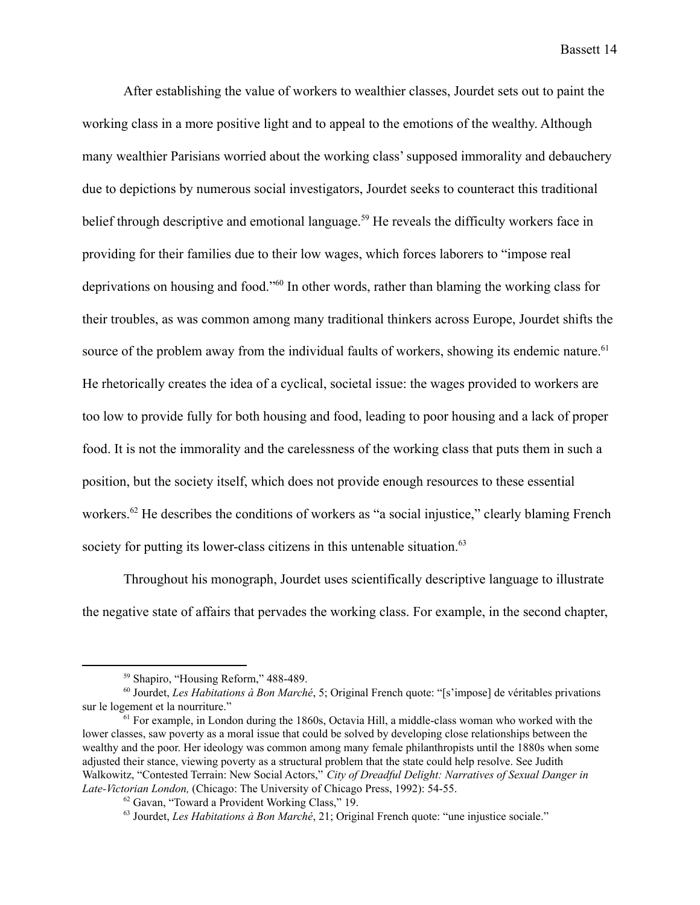After establishing the value of workers to wealthier classes, Jourdet sets out to paint the working class in a more positive light and to appeal to the emotions of the wealthy. Although many wealthier Parisians worried about the working class' supposed immorality and debauchery due to depictions by numerous social investigators, Jourdet seeks to counteract this traditional belief through descriptive and emotional language.[59] He reveals the difficulty workers face in providing for their families due to their low wages, which forces laborers to "impose real deprivations on housing and food."[60] In other words, rather than blaming the working class for their troubles, as was common among many traditional thinkers across Europe, Jourdet shifts the source of the problem away from the individual faults of workers, showing its endemic nature.[61] He rhetorically creates the idea of a cyclical, societal issue: the wages provided to workers are too low to provide fully for both housing and food, leading to poor housing and a lack of proper food. It is not the immorality and the carelessness of the working class that puts them in such a position, but the society itself, which does not provide enough resources to these essential workers.[62] He describes the conditions of workers as "a social injustice," clearly blaming French society for putting its lower-class citizens in this untenable situation.[63]

Throughout his monograph, Jourdet uses scientifically descriptive language to illustrate the negative state of affairs that pervades the working class. For example, in the second chapter,

---

[59] Shapiro, "Housing Reform," 488-489.

[60] Jourdet, *Les Habitations à Bon Marché*, 5; Original French quote: "[s'impose] de véritables privations sur le logement et la nourriture."

[61] For example, in London during the 1860s, Octavia Hill, a middle-class woman who worked with the lower classes, saw poverty as a moral issue that could be solved by developing close relationships between the wealthy and the poor. Her ideology was common among many female philanthropists until the 1880s when some adjusted their stance, viewing poverty as a structural problem that the state could help resolve. See Judith Walkowitz, "Contested Terrain: New Social Actors," *City of Dreadful Delight: Narratives of Sexual Danger in Late-Victorian London,* (Chicago: The University of Chicago Press, 1992): 54-55.

[62] Gavan, "Toward a Provident Working Class," 19.

[63] Jourdet, *Les Habitations à Bon Marché*, 21; Original French quote: "une injustice sociale."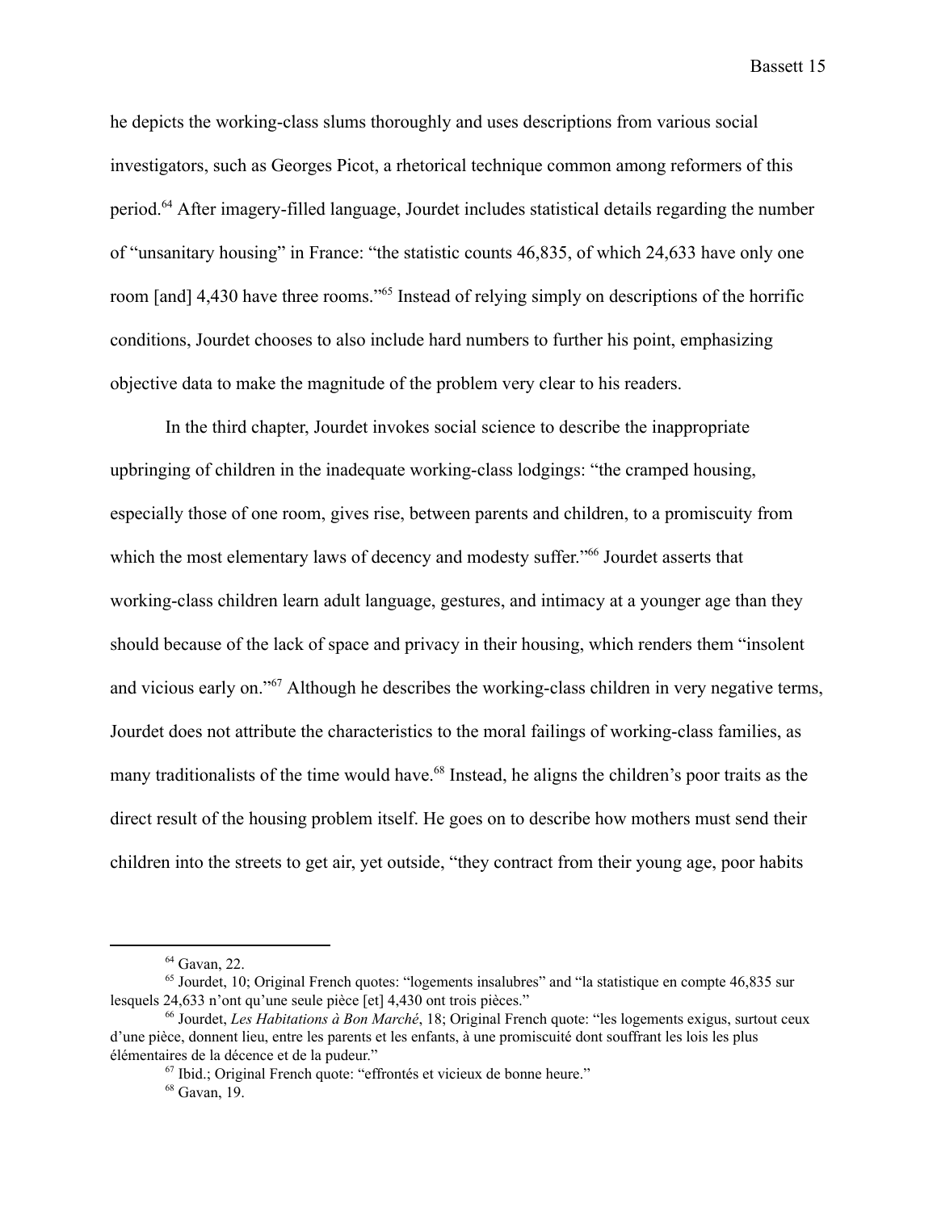he depicts the working-class slums thoroughly and uses descriptions from various social investigators, such as Georges Picot, a rhetorical technique common among reformers of this period.[64] After imagery-filled language, Jourdet includes statistical details regarding the number of "unsanitary housing" in France: "the statistic counts 46,835, of which 24,633 have only one room [and] 4,430 have three rooms."[65] Instead of relying simply on descriptions of the horrific conditions, Jourdet chooses to also include hard numbers to further his point, emphasizing objective data to make the magnitude of the problem very clear to his readers.

In the third chapter, Jourdet invokes social science to describe the inappropriate upbringing of children in the inadequate working-class lodgings: "the cramped housing, especially those of one room, gives rise, between parents and children, to a promiscuity from which the most elementary laws of decency and modesty suffer."[66] Jourdet asserts that working-class children learn adult language, gestures, and intimacy at a younger age than they should because of the lack of space and privacy in their housing, which renders them "insolent and vicious early on."[67] Although he describes the working-class children in very negative terms, Jourdet does not attribute the characteristics to the moral failings of working-class families, as many traditionalists of the time would have.[68] Instead, he aligns the children's poor traits as the direct result of the housing problem itself. He goes on to describe how mothers must send their children into the streets to get air, yet outside, "they contract from their young age, poor habits

---

[64] Gavan, 22.

[65] Jourdet, 10; Original French quotes: "logements insalubres" and "la statistique en compte 46,835 sur lesquels 24,633 n'ont qu'une seule pièce [et] 4,430 ont trois pièces."

[66] Jourdet, *Les Habitations à Bon Marché*, 18; Original French quote: "les logements exigus, surtout ceux d'une pièce, donnent lieu, entre les parents et les enfants, à une promiscuité dont souffrant les lois les plus élémentaires de la décence et de la pudeur."

[67] Ibid.; Original French quote: "effrontés et vicieux de bonne heure."

[68] Gavan, 19.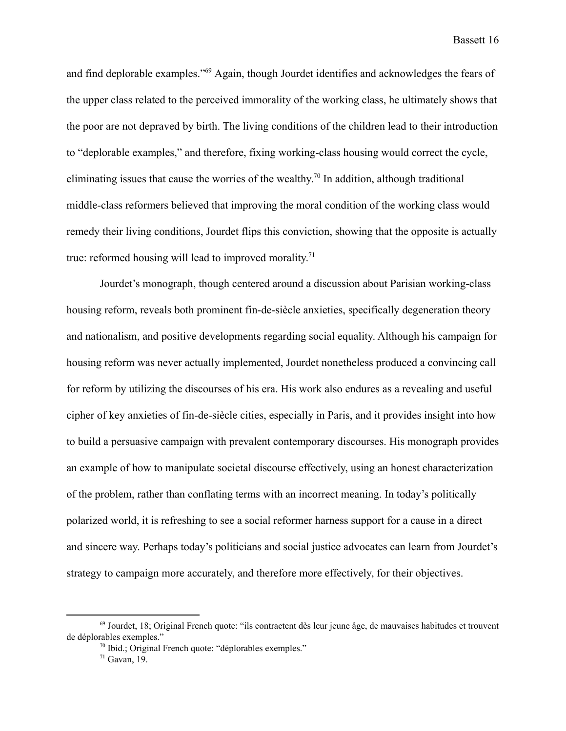and find deplorable examples."[69] Again, though Jourdet identifies and acknowledges the fears of the upper class related to the perceived immorality of the working class, he ultimately shows that the poor are not depraved by birth. The living conditions of the children lead to their introduction to "deplorable examples," and therefore, fixing working-class housing would correct the cycle, eliminating issues that cause the worries of the wealthy.[70] In addition, although traditional middle-class reformers believed that improving the moral condition of the working class would remedy their living conditions, Jourdet flips this conviction, showing that the opposite is actually true: reformed housing will lead to improved morality.[71]

Jourdet's monograph, though centered around a discussion about Parisian working-class housing reform, reveals both prominent fin-de-siècle anxieties, specifically degeneration theory and nationalism, and positive developments regarding social equality. Although his campaign for housing reform was never actually implemented, Jourdet nonetheless produced a convincing call for reform by utilizing the discourses of his era. His work also endures as a revealing and useful cipher of key anxieties of fin-de-siècle cities, especially in Paris, and it provides insight into how to build a persuasive campaign with prevalent contemporary discourses. His monograph provides an example of how to manipulate societal discourse effectively, using an honest characterization of the problem, rather than conflating terms with an incorrect meaning. In today's politically polarized world, it is refreshing to see a social reformer harness support for a cause in a direct and sincere way. Perhaps today's politicians and social justice advocates can learn from Jourdet's strategy to campaign more accurately, and therefore more effectively, for their objectives.

---

[69] Jourdet, 18; Original French quote: "ils contractent dès leur jeune âge, de mauvaises habitudes et trouvent de déplorables exemples."

[70] Ibid.; Original French quote: "déplorables exemples."

[71] Gavan, 19.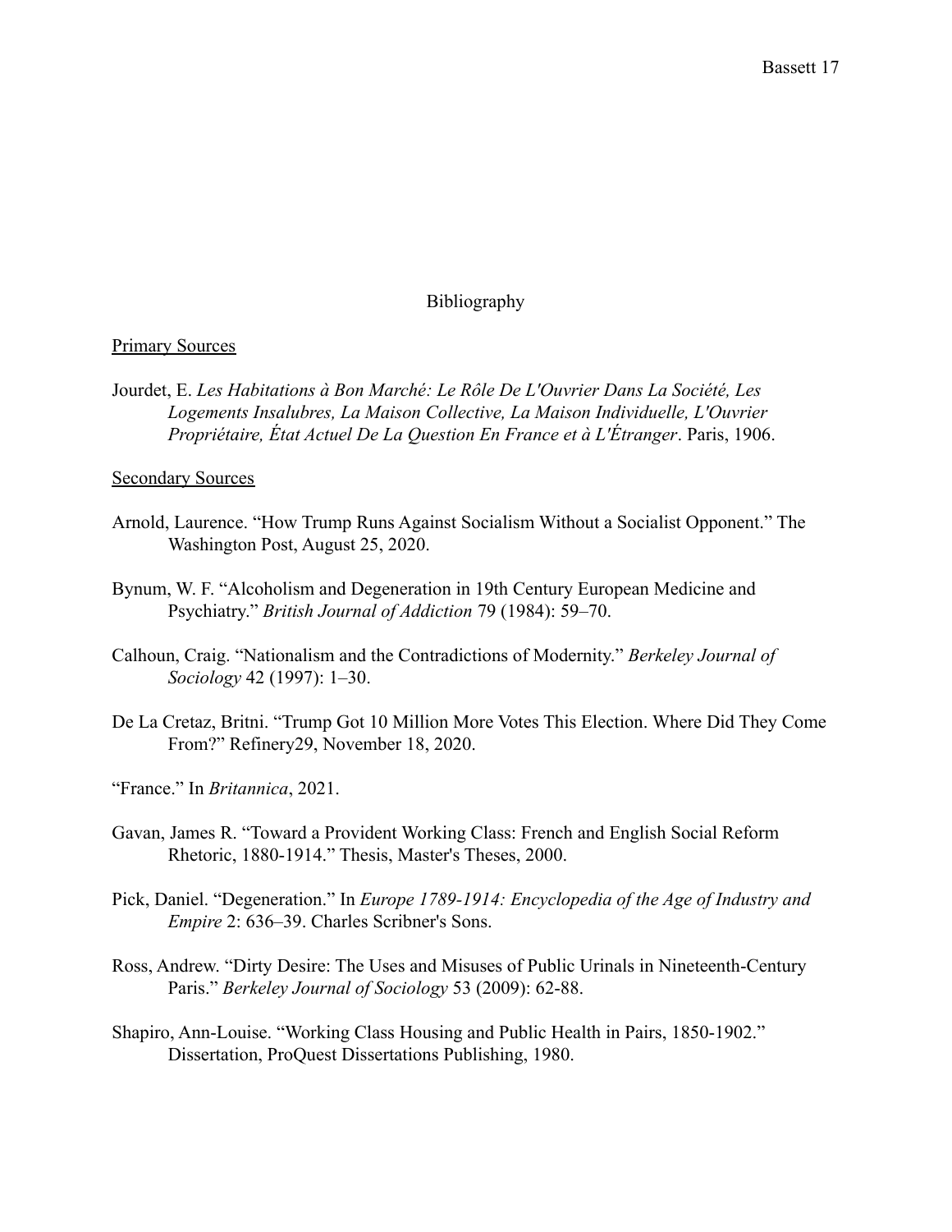# Bibliography

## Primary Sources

Jourdet, E. *Les Habitations à Bon Marché: Le Rôle De L'Ouvrier Dans La Société, Les Logements Insalubres, La Maison Collective, La Maison Individuelle, L'Ouvrier Propriétaire, État Actuel De La Question En France et à L'Étranger*. Paris, 1906.

## Secondary Sources

Arnold, Laurence. "How Trump Runs Against Socialism Without a Socialist Opponent." The Washington Post, August 25, 2020.

Bynum, W. F. "Alcoholism and Degeneration in 19th Century European Medicine and Psychiatry." *British Journal of Addiction* 79 (1984): 59–70.

Calhoun, Craig. "Nationalism and the Contradictions of Modernity." *Berkeley Journal of Sociology* 42 (1997): 1–30.

De La Cretaz, Britni. "Trump Got 10 Million More Votes This Election. Where Did They Come From?" Refinery29, November 18, 2020.

"France." In *Britannica*, 2021.

Gavan, James R. "Toward a Provident Working Class: French and English Social Reform Rhetoric, 1880-1914." Thesis, Master's Theses, 2000.

Pick, Daniel. "Degeneration." In *Europe 1789-1914: Encyclopedia of the Age of Industry and Empire* 2: 636–39. Charles Scribner's Sons.

Ross, Andrew. "Dirty Desire: The Uses and Misuses of Public Urinals in Nineteenth-Century Paris." *Berkeley Journal of Sociology* 53 (2009): 62-88.

Shapiro, Ann-Louise. "Working Class Housing and Public Health in Pairs, 1850-1902." Dissertation, ProQuest Dissertations Publishing, 1980.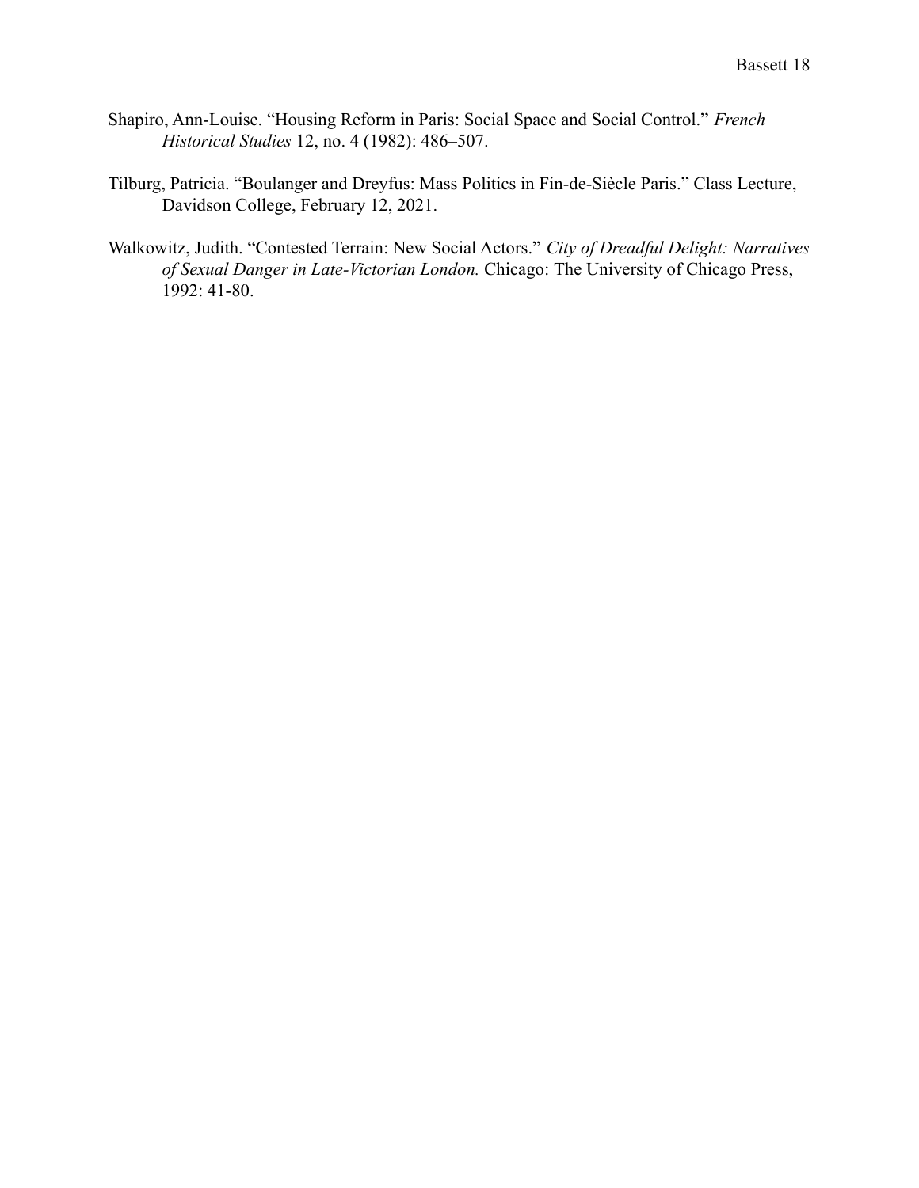Shapiro, Ann-Louise. "Housing Reform in Paris: Social Space and Social Control." *French Historical Studies* 12, no. 4 (1982): 486–507.

Tilburg, Patricia. "Boulanger and Dreyfus: Mass Politics in Fin-de-Siècle Paris." Class Lecture, Davidson College, February 12, 2021.

Walkowitz, Judith. "Contested Terrain: New Social Actors." *City of Dreadful Delight: Narratives of Sexual Danger in Late-Victorian London.* Chicago: The University of Chicago Press, 1992: 41-80.